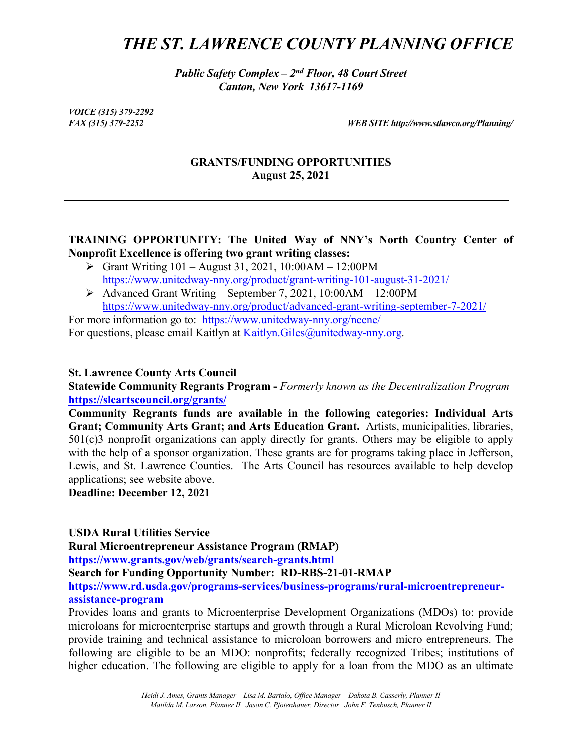# *THE ST. LAWRENCE COUNTY PLANNING OFFICE*

***Public Safety Complex – 2nd Floor, 48 Court Street***
***Canton, New York 13617-1169***

***VOICE (315) 379-2292***
***FAX (315) 379-2252*** ***WEB SITE http://www.stlawco.org/Planning/***

**GRANTS/FUNDING OPPORTUNITIES**
**August 25, 2021**

---

**TRAINING OPPORTUNITY: The United Way of NNY's North Country Center of Nonprofit Excellence is offering two grant writing classes:**

- Grant Writing 101 – August 31, 2021, 10:00AM – 12:00PM
  https://www.unitedway-nny.org/product/grant-writing-101-august-31-2021/
- Advanced Grant Writing – September 7, 2021, 10:00AM – 12:00PM
  https://www.unitedway-nny.org/product/advanced-grant-writing-september-7-2021/

For more information go to: https://www.unitedway-nny.org/nccne/
For questions, please email Kaitlyn at Kaitlyn.Giles@unitedway-nny.org.

**St. Lawrence County Arts Council**
**Statewide Community Regrants Program -** *Formerly known as the Decentralization Program*
**https://slcartscouncil.org/grants/**
**Community Regrants funds are available in the following categories: Individual Arts Grant; Community Arts Grant; and Arts Education Grant.** Artists, municipalities, libraries, 501(c)3 nonprofit organizations can apply directly for grants. Others may be eligible to apply with the help of a sponsor organization. These grants are for programs taking place in Jefferson, Lewis, and St. Lawrence Counties. The Arts Council has resources available to help develop applications; see website above.
**Deadline: December 12, 2021**

**USDA Rural Utilities Service**
**Rural Microentrepreneur Assistance Program (RMAP)**
**https://www.grants.gov/web/grants/search-grants.html**
**Search for Funding Opportunity Number: RD-RBS-21-01-RMAP**
**https://www.rd.usda.gov/programs-services/business-programs/rural-microentrepreneur-assistance-program**
Provides loans and grants to Microenterprise Development Organizations (MDOs) to: provide microloans for microenterprise startups and growth through a Rural Microloan Revolving Fund; provide training and technical assistance to microloan borrowers and micro entrepreneurs. The following are eligible to be an MDO: nonprofits; federally recognized Tribes; institutions of higher education. The following are eligible to apply for a loan from the MDO as an ultimate

*Heidi J. Ames, Grants Manager Lisa M. Bartalo, Office Manager Dakota B. Casserly, Planner II*
*Matilda M. Larson, Planner II Jason C. Pfotenhauer, Director John F. Tenbusch, Planner II*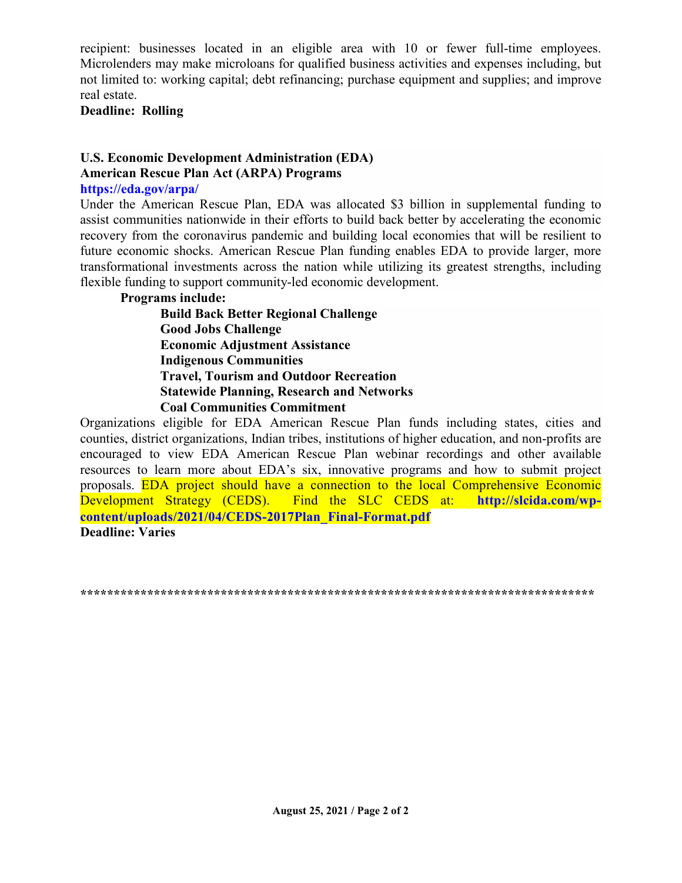recipient: businesses located in an eligible area with 10 or fewer full-time employees. Microlenders may make microloans for qualified business activities and expenses including, but not limited to: working capital; debt refinancing; purchase equipment and supplies; and improve real estate.

**Deadline: Rolling**

**U.S. Economic Development Administration (EDA)**
**American Rescue Plan Act (ARPA) Programs**
**https://eda.gov/arpa/**

Under the American Rescue Plan, EDA was allocated $3 billion in supplemental funding to assist communities nationwide in their efforts to build back better by accelerating the economic recovery from the coronavirus pandemic and building local economies that will be resilient to future economic shocks. American Rescue Plan funding enables EDA to provide larger, more transformational investments across the nation while utilizing its greatest strengths, including flexible funding to support community-led economic development.

**Programs include:**

- **Build Back Better Regional Challenge**
- **Good Jobs Challenge**
- **Economic Adjustment Assistance**
- **Indigenous Communities**
- **Travel, Tourism and Outdoor Recreation**
- **Statewide Planning, Research and Networks**
- **Coal Communities Commitment**

Organizations eligible for EDA American Rescue Plan funds including states, cities and counties, district organizations, Indian tribes, institutions of higher education, and non-profits are encouraged to view EDA American Rescue Plan webinar recordings and other available resources to learn more about EDA's six, innovative programs and how to submit project proposals. EDA project should have a connection to the local Comprehensive Economic Development Strategy (CEDS). Find the SLC CEDS at: **http://slcida.com/wp-content/uploads/2021/04/CEDS-2017Plan_Final-Format.pdf**

**Deadline: Varies**

**\*\*\*\*\*\*\*\*\*\*\*\*\*\*\*\*\*\*\*\*\*\*\*\*\*\*\*\*\*\*\*\*\*\*\*\*\*\*\*\*\*\*\*\*\*\*\*\*\*\*\*\*\*\*\*\*\*\*\*\*\*\*\*\*\*\*\*\*\*\*\*\*\*\*\*\*\*\***